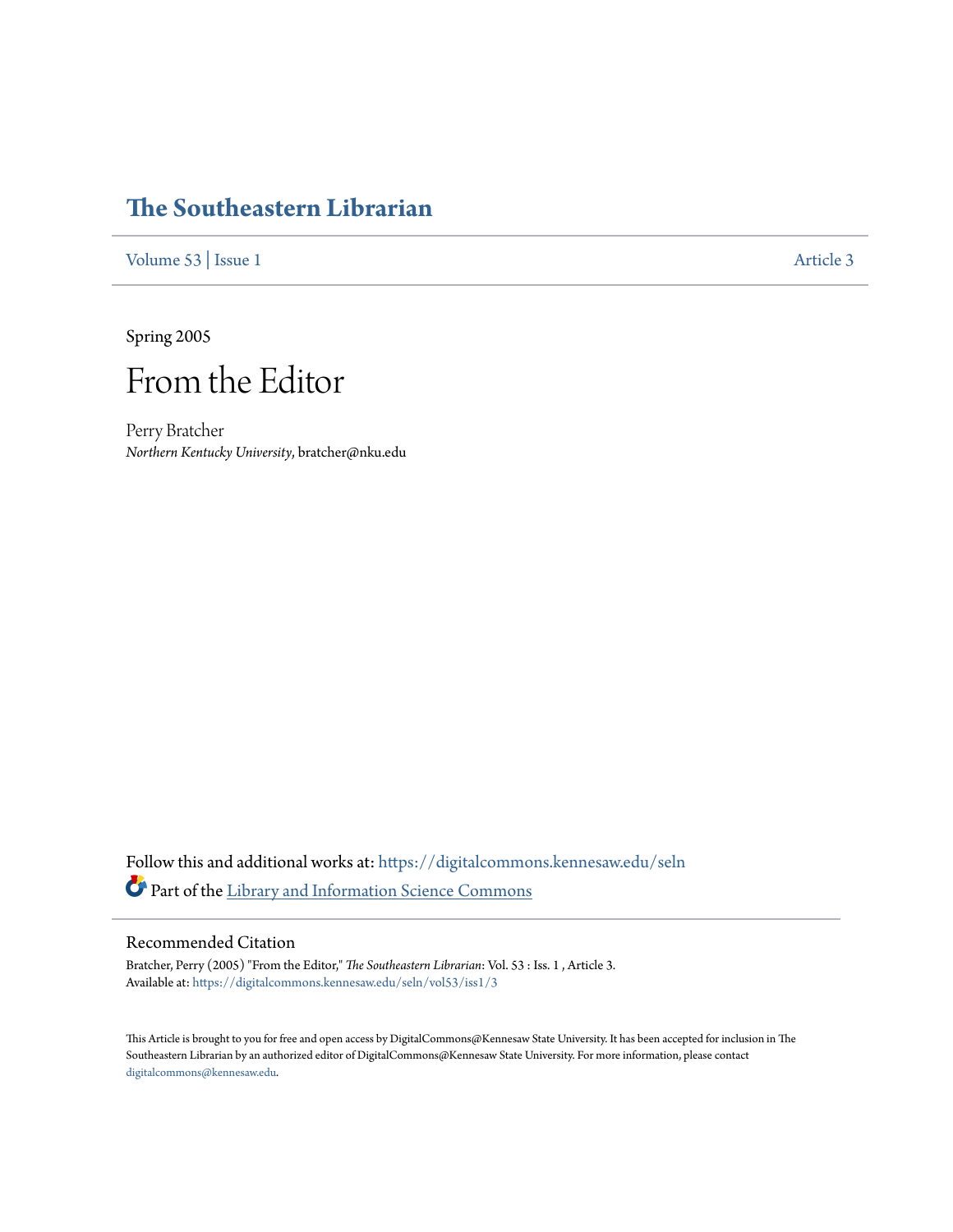# The Southeastern Librarian

Volume 53 | Issue 1 Article 3

Spring 2005

# From the Editor

Perry Bratcher
*Northern Kentucky University*, bratcher@nku.edu

Follow this and additional works at: https://digitalcommons.kennesaw.edu/seln

Part of the Library and Information Science Commons

## Recommended Citation

Bratcher, Perry (2005) "From the Editor," *The Southeastern Librarian*: Vol. 53 : Iss. 1 , Article 3.
Available at: https://digitalcommons.kennesaw.edu/seln/vol53/iss1/3

This Article is brought to you for free and open access by DigitalCommons@Kennesaw State University. It has been accepted for inclusion in The Southeastern Librarian by an authorized editor of DigitalCommons@Kennesaw State University. For more information, please contact digitalcommons@kennesaw.edu.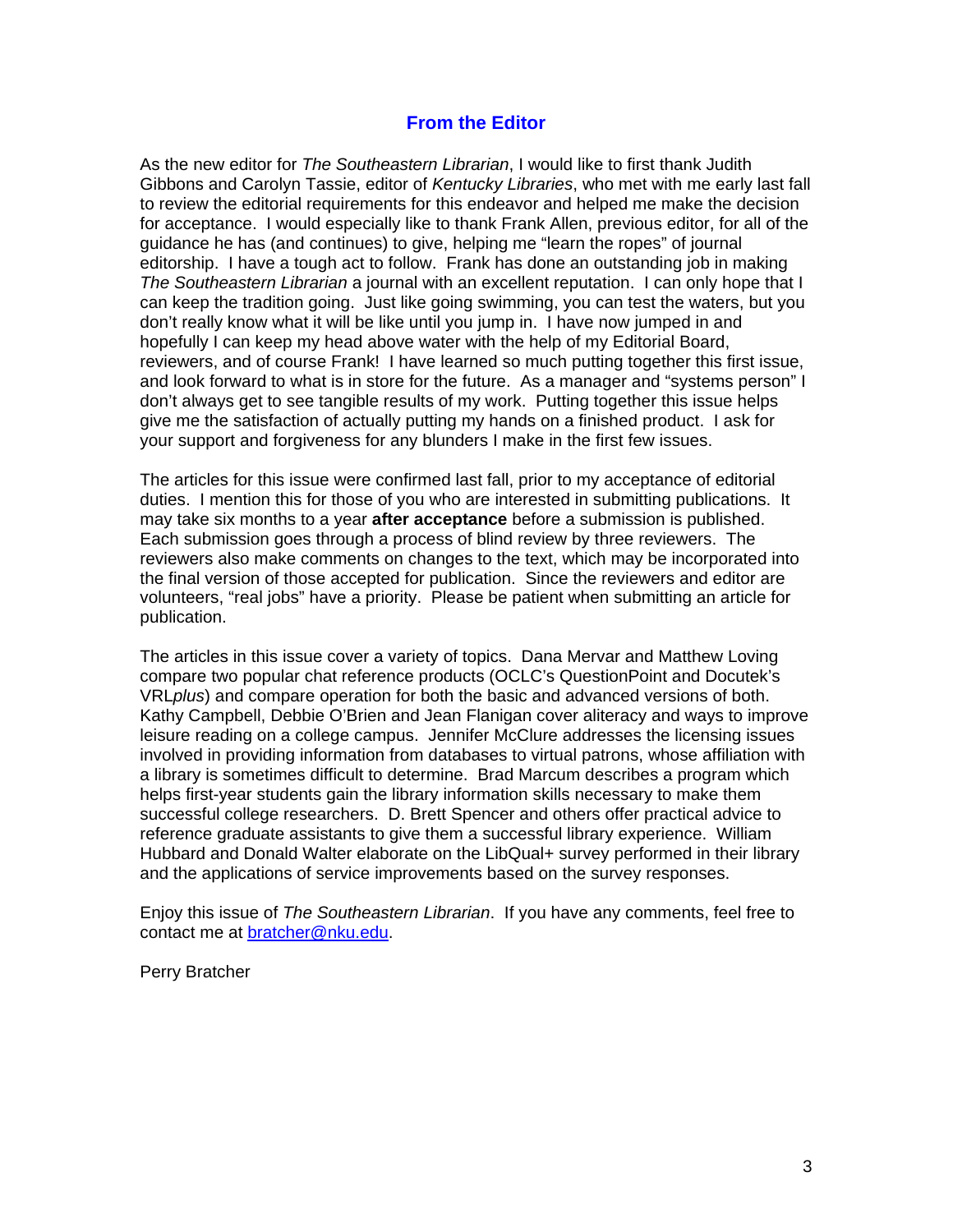## From the Editor

As the new editor for *The Southeastern Librarian*, I would like to first thank Judith Gibbons and Carolyn Tassie, editor of *Kentucky Libraries*, who met with me early last fall to review the editorial requirements for this endeavor and helped me make the decision for acceptance. I would especially like to thank Frank Allen, previous editor, for all of the guidance he has (and continues) to give, helping me "learn the ropes" of journal editorship. I have a tough act to follow. Frank has done an outstanding job in making *The Southeastern Librarian* a journal with an excellent reputation. I can only hope that I can keep the tradition going. Just like going swimming, you can test the waters, but you don't really know what it will be like until you jump in. I have now jumped in and hopefully I can keep my head above water with the help of my Editorial Board, reviewers, and of course Frank! I have learned so much putting together this first issue, and look forward to what is in store for the future. As a manager and "systems person" I don't always get to see tangible results of my work. Putting together this issue helps give me the satisfaction of actually putting my hands on a finished product. I ask for your support and forgiveness for any blunders I make in the first few issues.

The articles for this issue were confirmed last fall, prior to my acceptance of editorial duties. I mention this for those of you who are interested in submitting publications. It may take six months to a year **after acceptance** before a submission is published. Each submission goes through a process of blind review by three reviewers. The reviewers also make comments on changes to the text, which may be incorporated into the final version of those accepted for publication. Since the reviewers and editor are volunteers, "real jobs" have a priority. Please be patient when submitting an article for publication.

The articles in this issue cover a variety of topics. Dana Mervar and Matthew Loving compare two popular chat reference products (OCLC's QuestionPoint and Docutek's VRL*plus*) and compare operation for both the basic and advanced versions of both. Kathy Campbell, Debbie O'Brien and Jean Flanigan cover aliteracy and ways to improve leisure reading on a college campus. Jennifer McClure addresses the licensing issues involved in providing information from databases to virtual patrons, whose affiliation with a library is sometimes difficult to determine. Brad Marcum describes a program which helps first-year students gain the library information skills necessary to make them successful college researchers. D. Brett Spencer and others offer practical advice to reference graduate assistants to give them a successful library experience. William Hubbard and Donald Walter elaborate on the LibQual+ survey performed in their library and the applications of service improvements based on the survey responses.

Enjoy this issue of *The Southeastern Librarian*. If you have any comments, feel free to contact me at bratcher@nku.edu.

Perry Bratcher